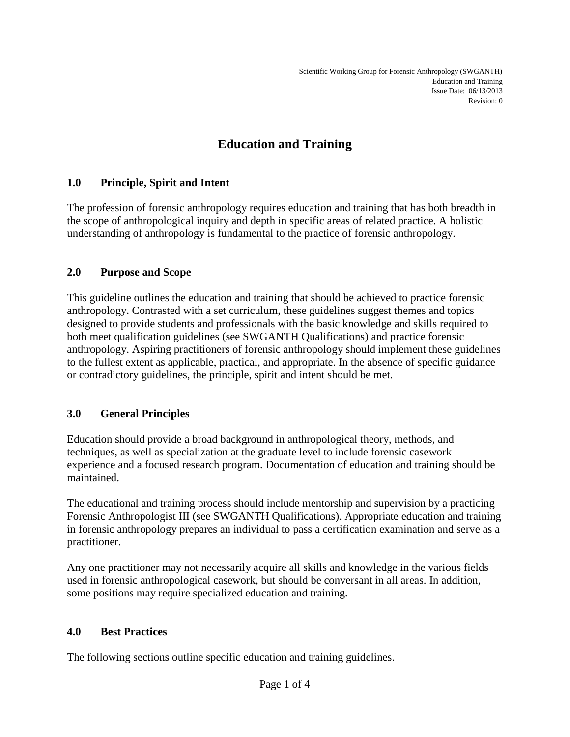# Education and Training

## 1.0 Principle, Spirit and Intent

The profession of forensic anthropology requires education and training that has both breadth in the scope of anthropological inquiry and depth in specific areas of related practice. A holistic understanding of anthropology is fundamental to the practice of forensic anthropology.

## 2.0 Purpose and Scope

This guideline outlines the education and training that should be achieved to practice forensic anthropology. Contrasted with a set curriculum, these guidelines suggest themes and topics designed to provide students and professionals with the basic knowledge and skills required to both meet qualification guidelines (see SWGANTH Qualifications) and practice forensic anthropology. Aspiring practitioners of forensic anthropology should implement these guidelines to the fullest extent as applicable, practical, and appropriate. In the absence of specific guidance or contradictory guidelines, the principle, spirit and intent should be met.

## 3.0 General Principles

Education should provide a broad background in anthropological theory, methods, and techniques, as well as specialization at the graduate level to include forensic casework experience and a focused research program. Documentation of education and training should be maintained.

The educational and training process should include mentorship and supervision by a practicing Forensic Anthropologist III (see SWGANTH Qualifications). Appropriate education and training in forensic anthropology prepares an individual to pass a certification examination and serve as a practitioner.

Any one practitioner may not necessarily acquire all skills and knowledge in the various fields used in forensic anthropological casework, but should be conversant in all areas. In addition, some positions may require specialized education and training.

## 4.0 Best Practices

The following sections outline specific education and training guidelines.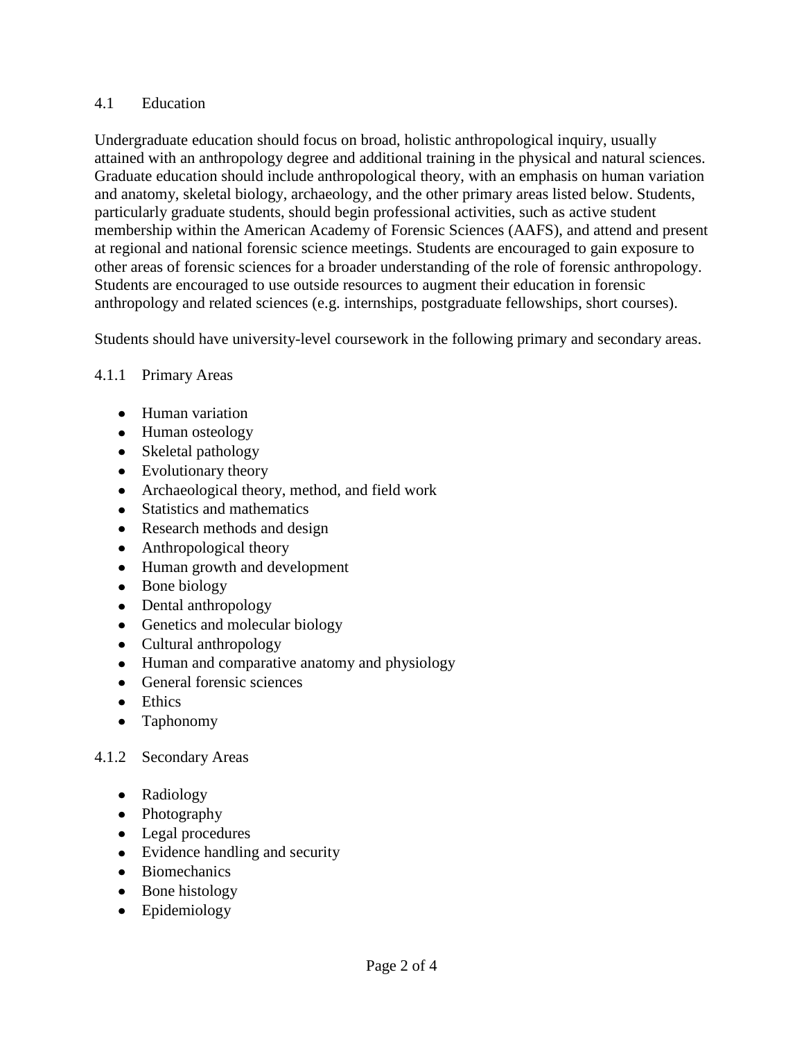## 4.1 Education

Undergraduate education should focus on broad, holistic anthropological inquiry, usually attained with an anthropology degree and additional training in the physical and natural sciences. Graduate education should include anthropological theory, with an emphasis on human variation and anatomy, skeletal biology, archaeology, and the other primary areas listed below. Students, particularly graduate students, should begin professional activities, such as active student membership within the American Academy of Forensic Sciences (AAFS), and attend and present at regional and national forensic science meetings. Students are encouraged to gain exposure to other areas of forensic sciences for a broader understanding of the role of forensic anthropology. Students are encouraged to use outside resources to augment their education in forensic anthropology and related sciences (e.g. internships, postgraduate fellowships, short courses).

Students should have university-level coursework in the following primary and secondary areas.

### 4.1.1 Primary Areas

- Human variation
- Human osteology
- Skeletal pathology
- Evolutionary theory
- Archaeological theory, method, and field work
- Statistics and mathematics
- Research methods and design
- Anthropological theory
- Human growth and development
- Bone biology
- Dental anthropology
- Genetics and molecular biology
- Cultural anthropology
- Human and comparative anatomy and physiology
- General forensic sciences
- Ethics
- Taphonomy

### 4.1.2 Secondary Areas

- Radiology
- Photography
- Legal procedures
- Evidence handling and security
- Biomechanics
- Bone histology
- Epidemiology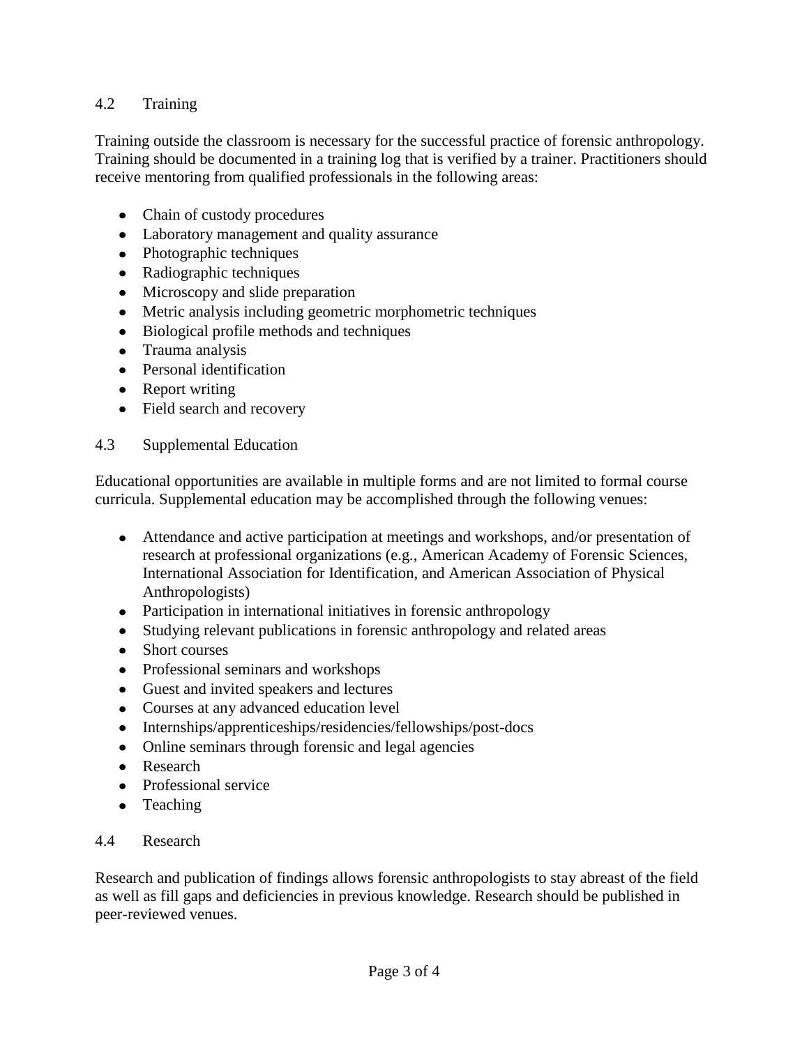### 4.2 Training

Training outside the classroom is necessary for the successful practice of forensic anthropology. Training should be documented in a training log that is verified by a trainer. Practitioners should receive mentoring from qualified professionals in the following areas:

- Chain of custody procedures
- Laboratory management and quality assurance
- Photographic techniques
- Radiographic techniques
- Microscopy and slide preparation
- Metric analysis including geometric morphometric techniques
- Biological profile methods and techniques
- Trauma analysis
- Personal identification
- Report writing
- Field search and recovery

### 4.3 Supplemental Education

Educational opportunities are available in multiple forms and are not limited to formal course curricula. Supplemental education may be accomplished through the following venues:

- Attendance and active participation at meetings and workshops, and/or presentation of research at professional organizations (e.g., American Academy of Forensic Sciences, International Association for Identification, and American Association of Physical Anthropologists)
- Participation in international initiatives in forensic anthropology
- Studying relevant publications in forensic anthropology and related areas
- Short courses
- Professional seminars and workshops
- Guest and invited speakers and lectures
- Courses at any advanced education level
- Internships/apprenticeships/residencies/fellowships/post-docs
- Online seminars through forensic and legal agencies
- Research
- Professional service
- Teaching

### 4.4 Research

Research and publication of findings allows forensic anthropologists to stay abreast of the field as well as fill gaps and deficiencies in previous knowledge. Research should be published in peer-reviewed venues.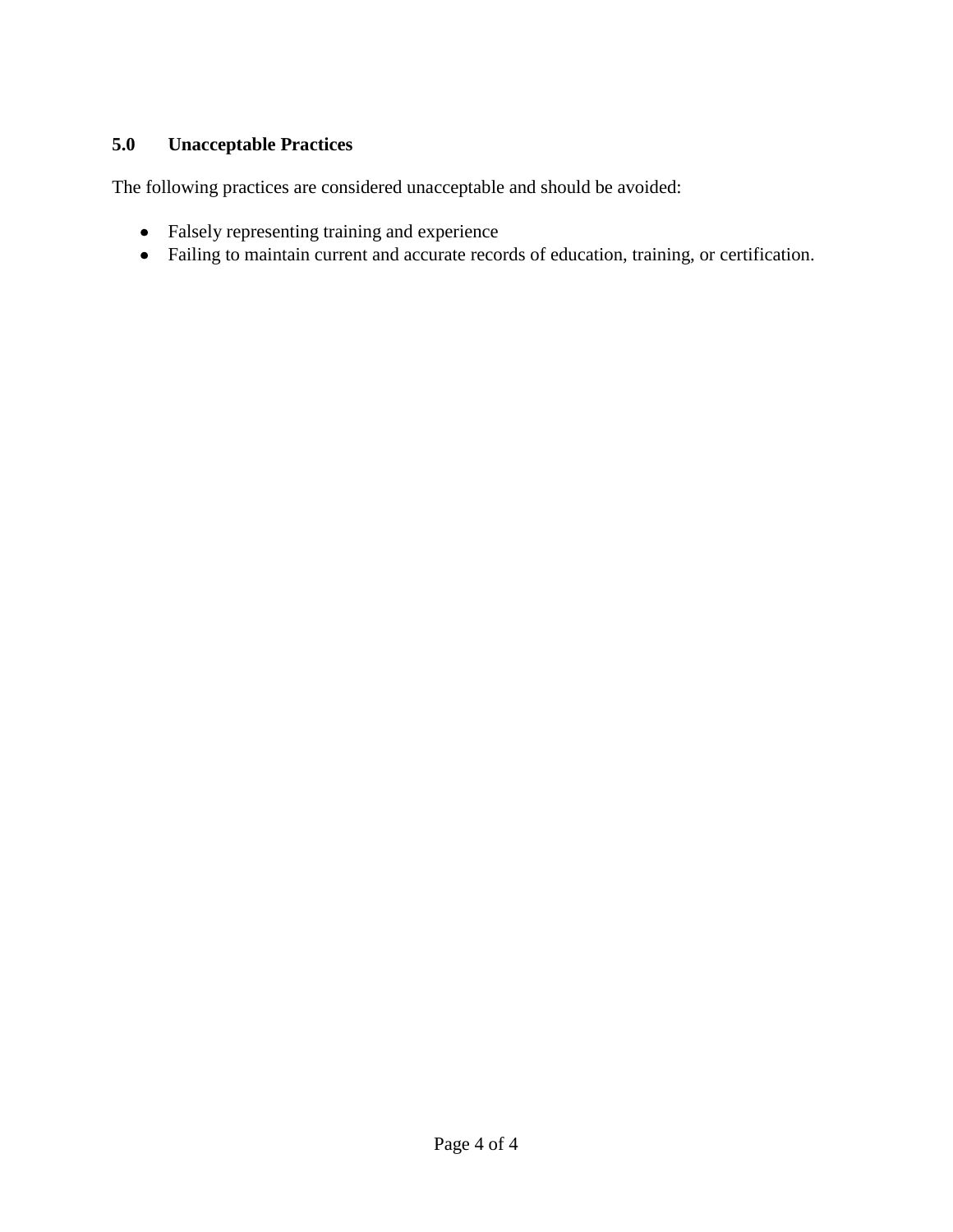## 5.0 Unacceptable Practices

The following practices are considered unacceptable and should be avoided:

- Falsely representing training and experience
- Failing to maintain current and accurate records of education, training, or certification.